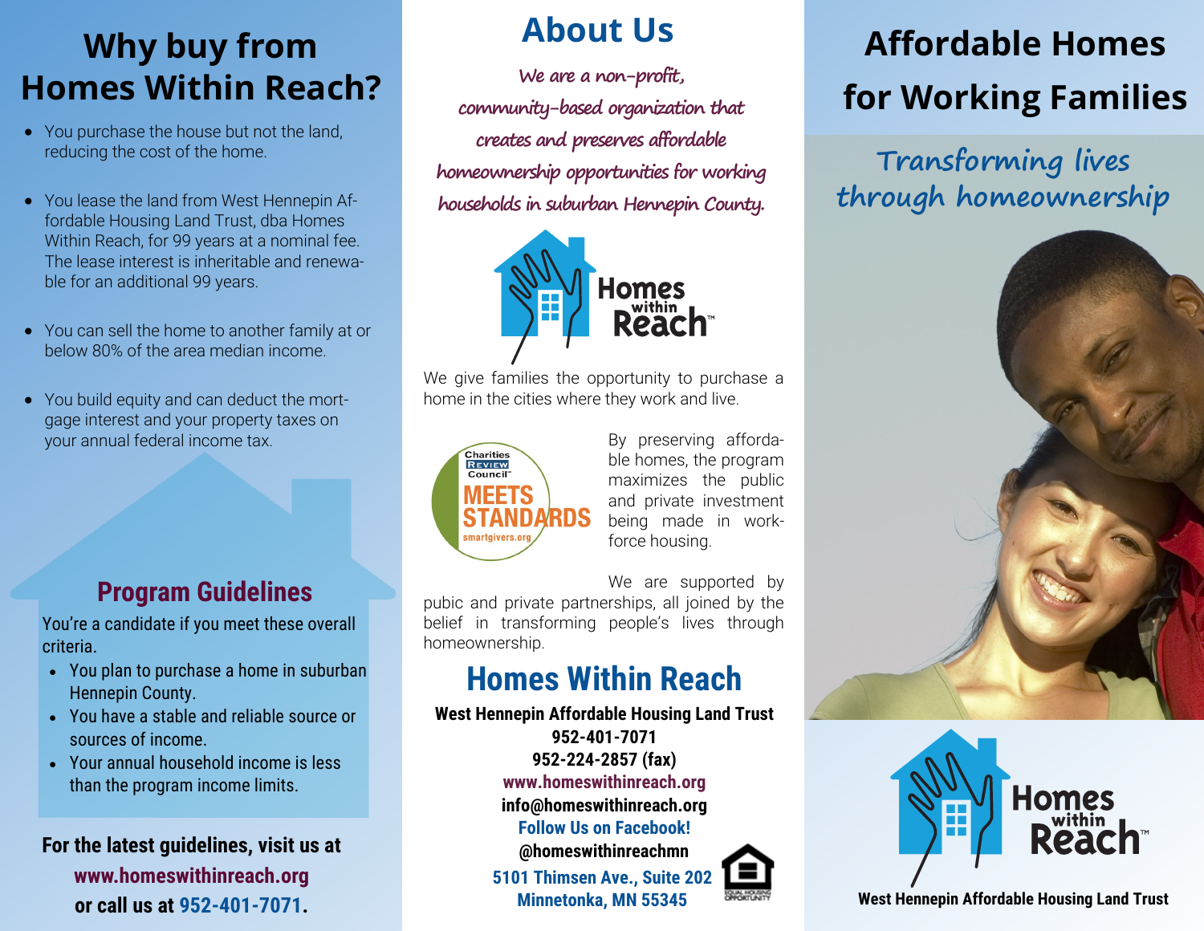# Why buy from Homes Within Reach?

- You purchase the house but not the land, reducing the cost of the home.
- You lease the land from West Hennepin Affordable Housing Land Trust, dba Homes Within Reach, for 99 years at a nominal fee. The lease interest is inheritable and renewable for an additional 99 years.
- You can sell the home to another family at or below 80% of the area median income.
- You build equity and can deduct the mortgage interest and your property taxes on your annual federal income tax.

## Program Guidelines

You're a candidate if you meet these overall criteria.

- You plan to purchase a home in suburban Hennepin County.
- You have a stable and reliable source or sources of income.
- Your annual household income is less than the program income limits.

**For the latest guidelines, visit us at www.homeswithinreach.org or call us at 952-401-7071.**

# About Us

*We are a non-profit, community-based organization that creates and preserves affordable homeownership opportunities for working households in suburban Hennepin County.*

Homes within Reach

We give families the opportunity to purchase a home in the cities where they work and live.

Charities Review Council MEETS STANDARDS smartgivers.org

By preserving affordable homes, the program maximizes the public and private investment being made in workforce housing.

We are supported by pubic and private partnerships, all joined by the belief in transforming people's lives through homeownership.

## Homes Within Reach

**West Hennepin Affordable Housing Land Trust**
**952-401-7071**
**952-224-2857 (fax)**
**www.homeswithinreach.org**
**info@homeswithinreach.org**
**Follow Us on Facebook!**
**@homeswithinreachmn**
**5101 Thimsen Ave., Suite 202**
**Minnetonka, MN 55345**

EQUAL HOUSING OPPORTUNITY

# Affordable Homes for Working Families

*Transforming lives through homeownership*

Homes within Reach

**West Hennepin Affordable Housing Land Trust**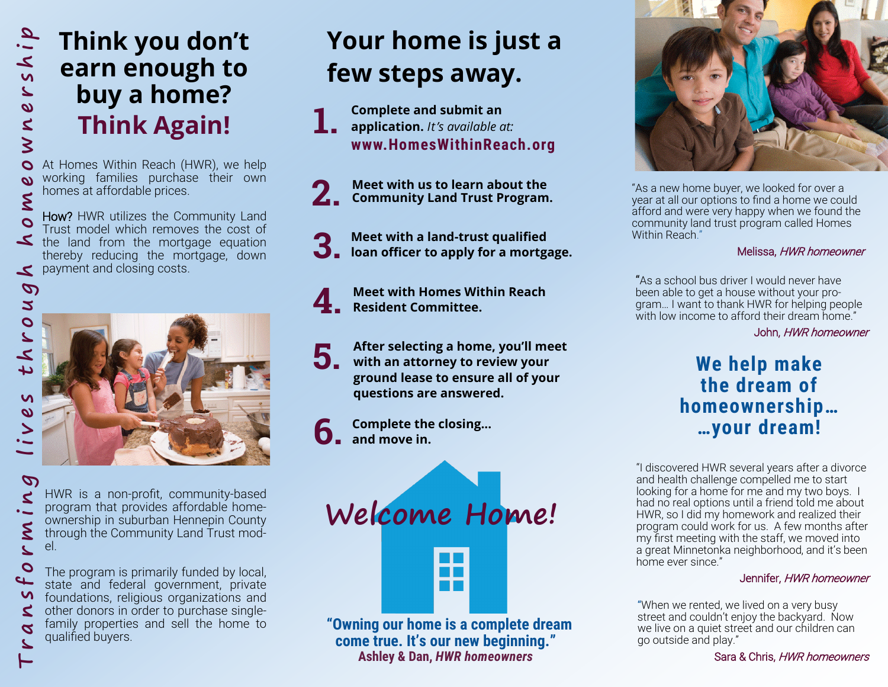*Transforming lives through homeownership*

# Think you don't earn enough to buy a home? Think Again!

At Homes Within Reach (HWR), we help working families purchase their own homes at affordable prices.

How? HWR utilizes the Community Land Trust model which removes the cost of the land from the mortgage equation thereby reducing the mortgage, down payment and closing costs.

HWR is a non-profit, community-based program that provides affordable home-ownership in suburban Hennepin County through the Community Land Trust model.

The program is primarily funded by local, state and federal government, private foundations, religious organizations and other donors in order to purchase single-family properties and sell the home to qualified buyers.

# Your home is just a few steps away.

1. **Complete and submit an application.** *It's available at:* **www.HomesWithinReach.org**
2. **Meet with us to learn about the Community Land Trust Program.**
3. **Meet with a land-trust qualified loan officer to apply for a mortgage.**
4. **Meet with Homes Within Reach Resident Committee.**
5. **After selecting a home, you'll meet with an attorney to review your ground lease to ensure all of your questions are answered.**
6. **Complete the closing… and move in.**

**Welcome Home!**

**"Owning our home is a complete dream come true. It's our new beginning."**
**Ashley & Dan, *HWR homeowners***

"As a new home buyer, we looked for over a year at all our options to find a home we could afford and were very happy when we found the community land trust program called Homes Within Reach."

Melissa, *HWR homeowner*

"As a school bus driver I would never have been able to get a house without your program… I want to thank HWR for helping people with low income to afford their dream home."

John, *HWR homeowner*

## We help make the dream of homeownership… …your dream!

"I discovered HWR several years after a divorce and health challenge compelled me to start looking for a home for me and my two boys. I had no real options until a friend told me about HWR, so I did my homework and realized their program could work for us. A few months after my first meeting with the staff, we moved into a great Minnetonka neighborhood, and it's been home ever since."

Jennifer, *HWR homeowner*

"When we rented, we lived on a very busy street and couldn't enjoy the backyard. Now we live on a quiet street and our children can go outside and play."

Sara & Chris, *HWR homeowners*